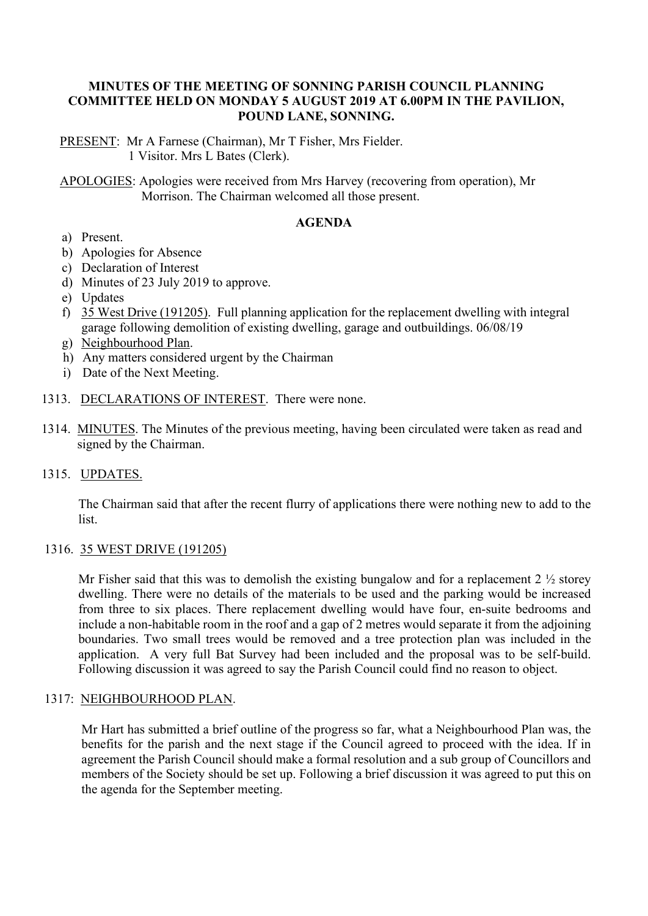**MINUTES OF THE MEETING OF SONNING PARISH COUNCIL PLANNING COMMITTEE HELD ON MONDAY 5 AUGUST 2019 AT 6.00PM IN THE PAVILION, POUND LANE, SONNING.**

PRESENT: Mr A Farnese (Chairman), Mr T Fisher, Mrs Fielder.
1 Visitor. Mrs L Bates (Clerk).

APOLOGIES: Apologies were received from Mrs Harvey (recovering from operation), Mr Morrison. The Chairman welcomed all those present.

**AGENDA**

a) Present.
b) Apologies for Absence
c) Declaration of Interest
d) Minutes of 23 July 2019 to approve.
e) Updates
f) 35 West Drive (191205). Full planning application for the replacement dwelling with integral garage following demolition of existing dwelling, garage and outbuildings. 06/08/19
g) Neighbourhood Plan.
h) Any matters considered urgent by the Chairman
i) Date of the Next Meeting.

1313. DECLARATIONS OF INTEREST. There were none.

1314. MINUTES. The Minutes of the previous meeting, having been circulated were taken as read and signed by the Chairman.

1315. UPDATES.

The Chairman said that after the recent flurry of applications there were nothing new to add to the list.

1316. 35 WEST DRIVE (191205)

Mr Fisher said that this was to demolish the existing bungalow and for a replacement 2 ½ storey dwelling. There were no details of the materials to be used and the parking would be increased from three to six places. There replacement dwelling would have four, en-suite bedrooms and include a non-habitable room in the roof and a gap of 2 metres would separate it from the adjoining boundaries. Two small trees would be removed and a tree protection plan was included in the application. A very full Bat Survey had been included and the proposal was to be self-build. Following discussion it was agreed to say the Parish Council could find no reason to object.

1317: NEIGHBOURHOOD PLAN.

Mr Hart has submitted a brief outline of the progress so far, what a Neighbourhood Plan was, the benefits for the parish and the next stage if the Council agreed to proceed with the idea. If in agreement the Parish Council should make a formal resolution and a sub group of Councillors and members of the Society should be set up. Following a brief discussion it was agreed to put this on the agenda for the September meeting.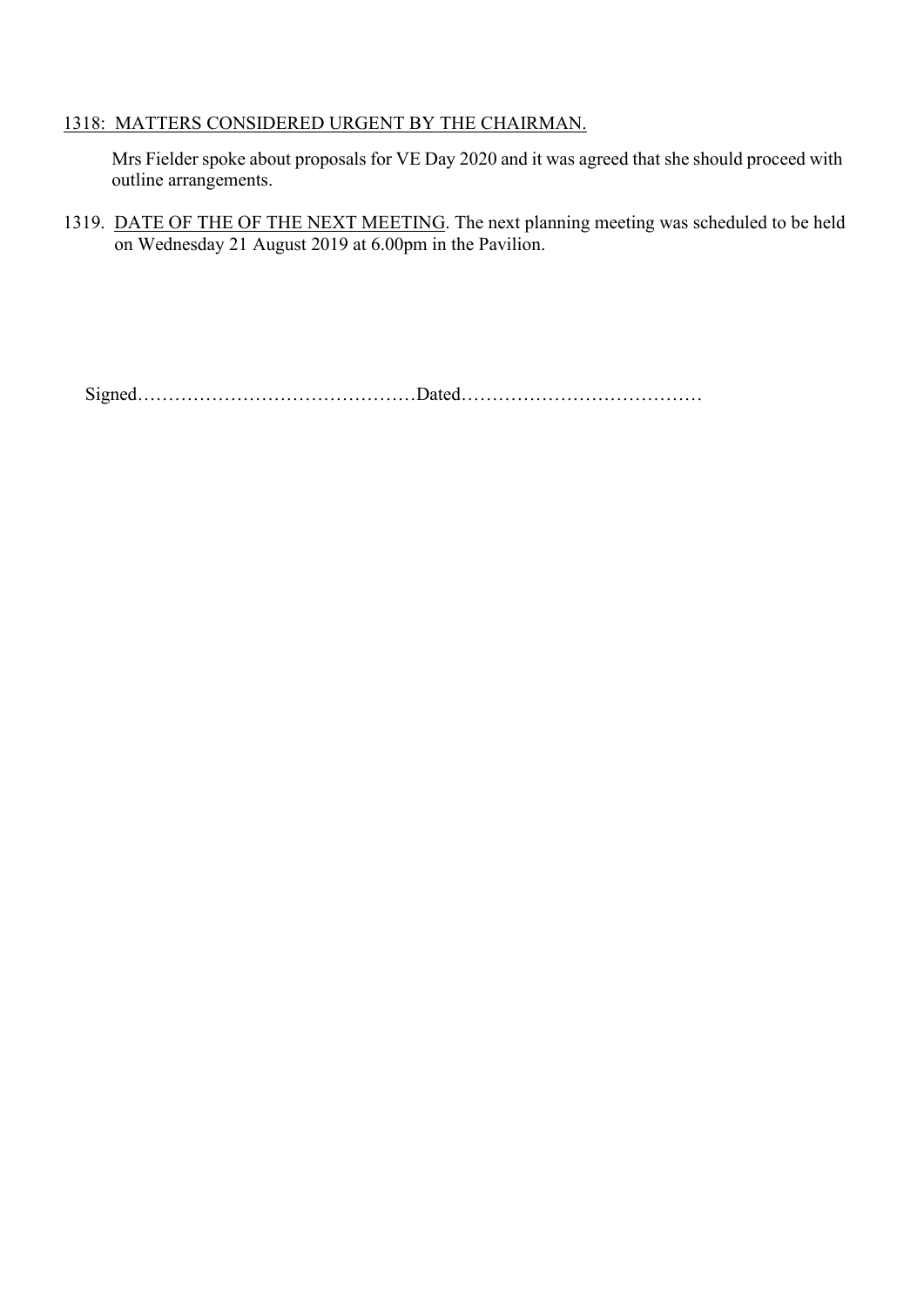1318: MATTERS CONSIDERED URGENT BY THE CHAIRMAN.

Mrs Fielder spoke about proposals for VE Day 2020 and it was agreed that she should proceed with outline arrangements.

1319. DATE OF THE OF THE NEXT MEETING. The next planning meeting was scheduled to be held on Wednesday 21 August 2019 at 6.00pm in the Pavilion.

Signed………………………………………Dated…………………………………